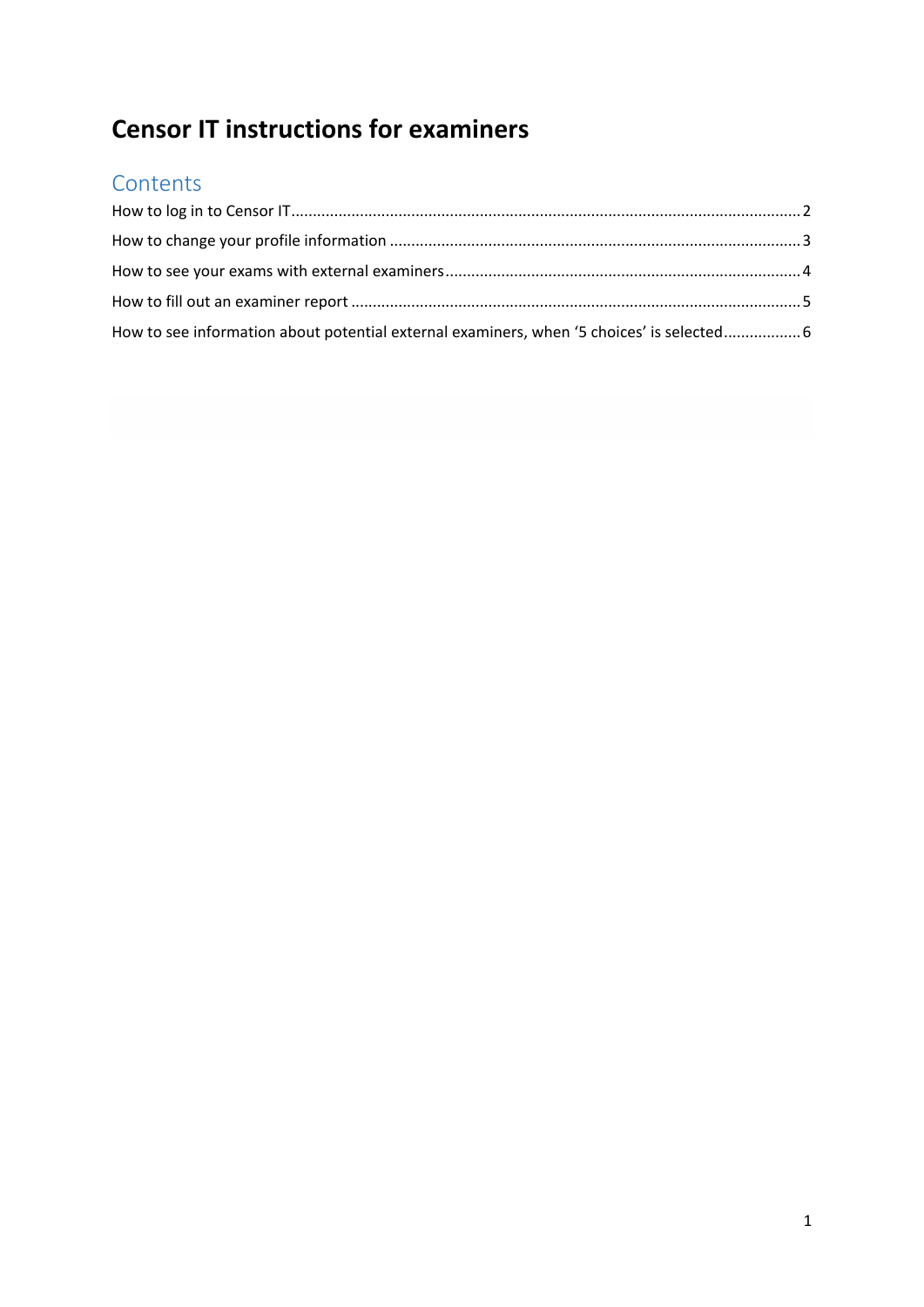# Censor IT instructions for examiners

## Contents

How to log in to Censor IT ........ 2

How to change your profile information ........ 3

How to see your exams with external examiners ........ 4

How to fill out an examiner report ........ 5

How to see information about potential external examiners, when '5 choices' is selected ........ 6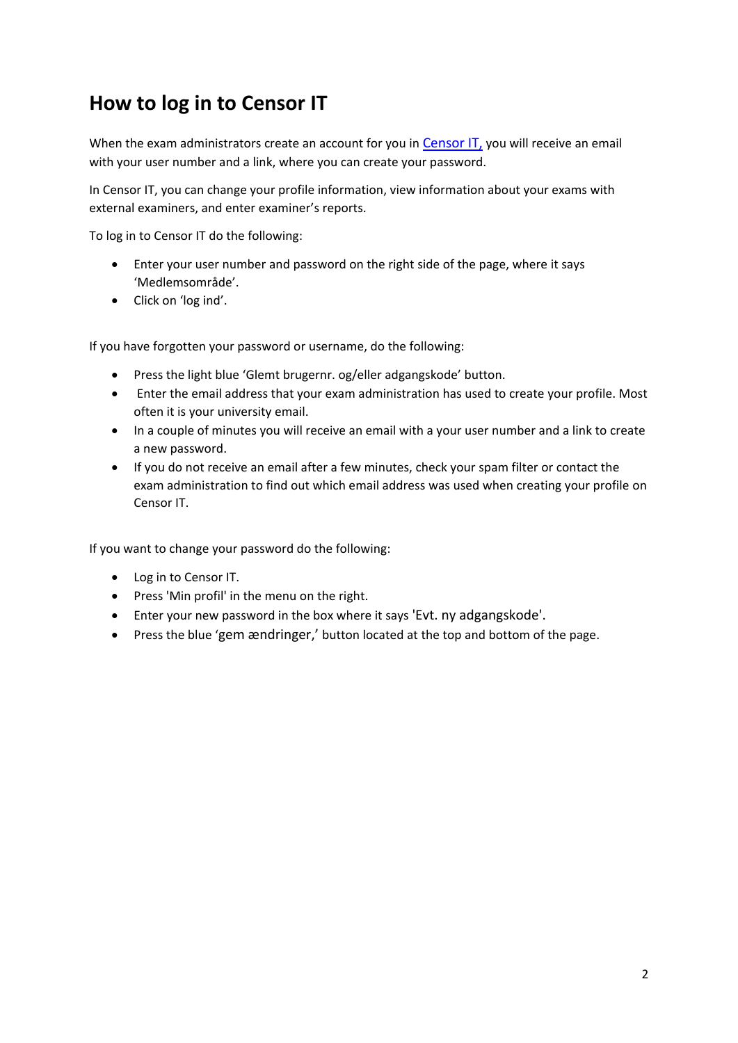# How to log in to Censor IT

When the exam administrators create an account for you in Censor IT, you will receive an email with your user number and a link, where you can create your password.

In Censor IT, you can change your profile information, view information about your exams with external examiners, and enter examiner's reports.

To log in to Censor IT do the following:

- Enter your user number and password on the right side of the page, where it says 'Medlemsområde'.
- Click on 'log ind'.

If you have forgotten your password or username, do the following:

- Press the light blue 'Glemt brugernr. og/eller adgangskode' button.
- Enter the email address that your exam administration has used to create your profile. Most often it is your university email.
- In a couple of minutes you will receive an email with a your user number and a link to create a new password.
- If you do not receive an email after a few minutes, check your spam filter or contact the exam administration to find out which email address was used when creating your profile on Censor IT.

If you want to change your password do the following:

- Log in to Censor IT.
- Press 'Min profil' in the menu on the right.
- Enter your new password in the box where it says 'Evt. ny adgangskode'.
- Press the blue 'gem ændringer,' button located at the top and bottom of the page.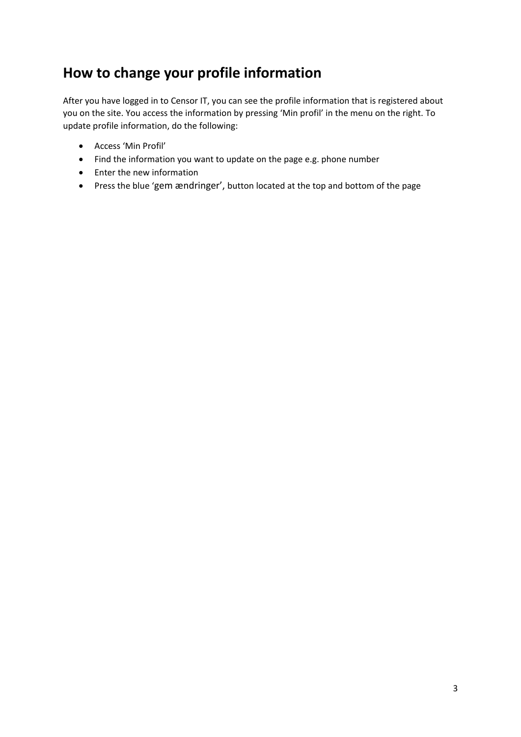# How to change your profile information

After you have logged in to Censor IT, you can see the profile information that is registered about you on the site. You access the information by pressing 'Min profil' in the menu on the right. To update profile information, do the following:

- Access 'Min Profil'
- Find the information you want to update on the page e.g. phone number
- Enter the new information
- Press the blue 'gem ændringer', button located at the top and bottom of the page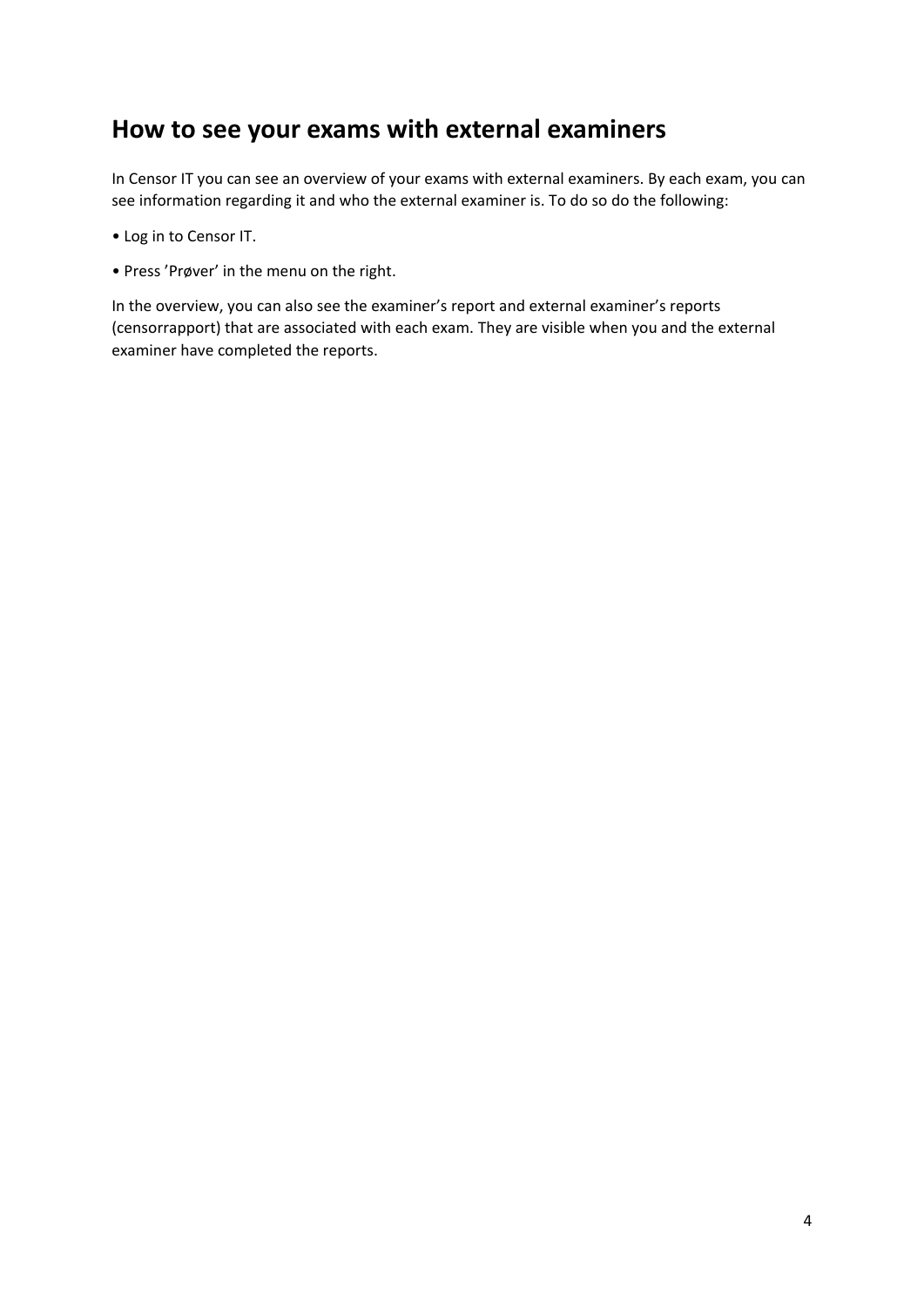## How to see your exams with external examiners

In Censor IT you can see an overview of your exams with external examiners. By each exam, you can see information regarding it and who the external examiner is. To do so do the following:

- Log in to Censor IT.
- Press 'Prøver' in the menu on the right.

In the overview, you can also see the examiner's report and external examiner's reports (censorrapport) that are associated with each exam. They are visible when you and the external examiner have completed the reports.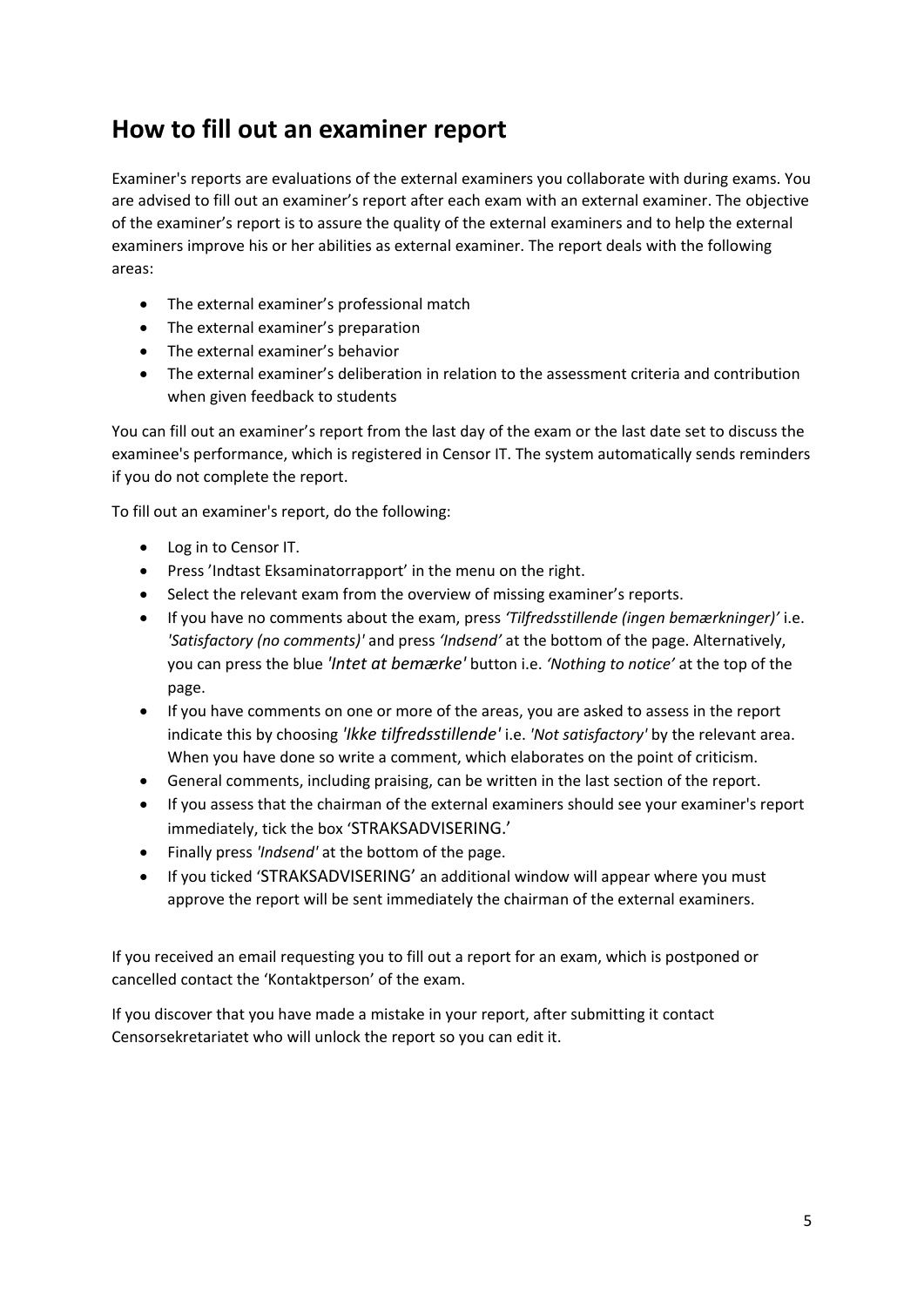## How to fill out an examiner report

Examiner's reports are evaluations of the external examiners you collaborate with during exams. You are advised to fill out an examiner's report after each exam with an external examiner. The objective of the examiner's report is to assure the quality of the external examiners and to help the external examiners improve his or her abilities as external examiner. The report deals with the following areas:

- The external examiner's professional match
- The external examiner's preparation
- The external examiner's behavior
- The external examiner's deliberation in relation to the assessment criteria and contribution when given feedback to students

You can fill out an examiner's report from the last day of the exam or the last date set to discuss the examinee's performance, which is registered in Censor IT. The system automatically sends reminders if you do not complete the report.

To fill out an examiner's report, do the following:

- Log in to Censor IT.
- Press 'Indtast Eksaminatorrapport' in the menu on the right.
- Select the relevant exam from the overview of missing examiner's reports.
- If you have no comments about the exam, press *'Tilfredsstillende (ingen bemærkninger)'* i.e. *'Satisfactory (no comments)'* and press *'Indsend'* at the bottom of the page. Alternatively, you can press the blue *'Intet at bemærke'* button i.e. *'Nothing to notice'* at the top of the page.
- If you have comments on one or more of the areas, you are asked to assess in the report indicate this by choosing *'Ikke tilfredsstillende'* i.e. *'Not satisfactory'* by the relevant area. When you have done so write a comment, which elaborates on the point of criticism.
- General comments, including praising, can be written in the last section of the report.
- If you assess that the chairman of the external examiners should see your examiner's report immediately, tick the box 'STRAKSADVISERING.'
- Finally press *'Indsend'* at the bottom of the page.
- If you ticked 'STRAKSADVISERING' an additional window will appear where you must approve the report will be sent immediately the chairman of the external examiners.

If you received an email requesting you to fill out a report for an exam, which is postponed or cancelled contact the 'Kontaktperson' of the exam.

If you discover that you have made a mistake in your report, after submitting it contact Censorsekretariatet who will unlock the report so you can edit it.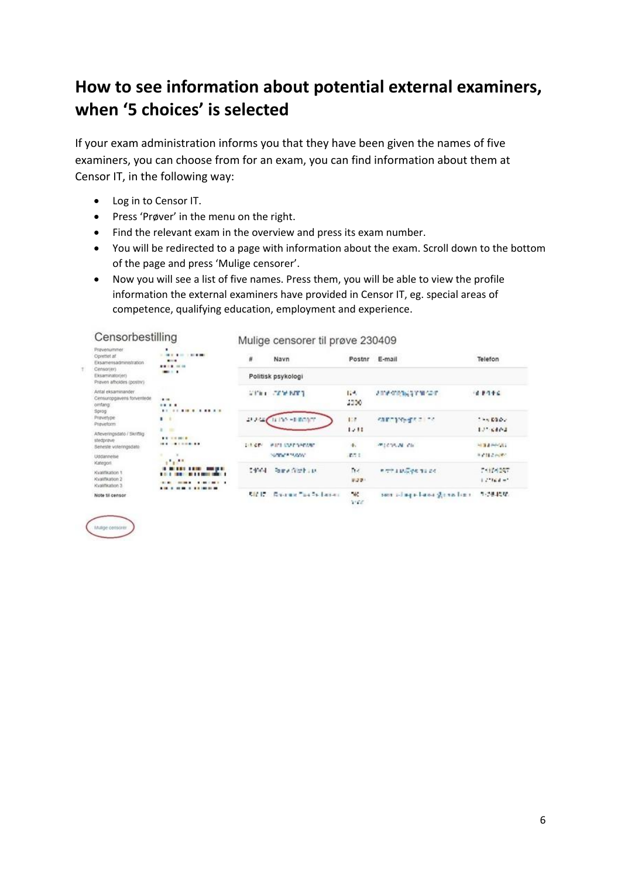## How to see information about potential external examiners, when '5 choices' is selected

If your exam administration informs you that they have been given the names of five examiners, you can choose from for an exam, you can find information about them at Censor IT, in the following way:

- Log in to Censor IT.
- Press 'Prøver' in the menu on the right.
- Find the relevant exam in the overview and press its exam number.
- You will be redirected to a page with information about the exam. Scroll down to the bottom of the page and press 'Mulige censorer'.
- Now you will see a list of five names. Press them, you will be able to view the profile information the external examiners have provided in Censor IT, eg. special areas of competence, qualifying education, employment and experience.

Censorbestilling

Prøvenummer
Oprettet af
Eksamensadministration
Censor(er)
Eksaminator(er)
Prøven afholdes (postnr)
Antal eksaminander
Censuropgavens forventede omfang
Sprog
Prøvetype
Prøveform
Afleveringsdato / Skriftlig stedprøve
Seneste voteringsdato
Uddannelse
Kategori
Kvalifikation 1
Kvalifikation 2
Kvalifikation 3
Note til censor

Mulige censorer

Mulige censorer til prøve 230409

| # | Navn | Postnr | E-mail | Telefon |
| --- | --- | --- | --- | --- |
| Politisk psykologi | | | | |